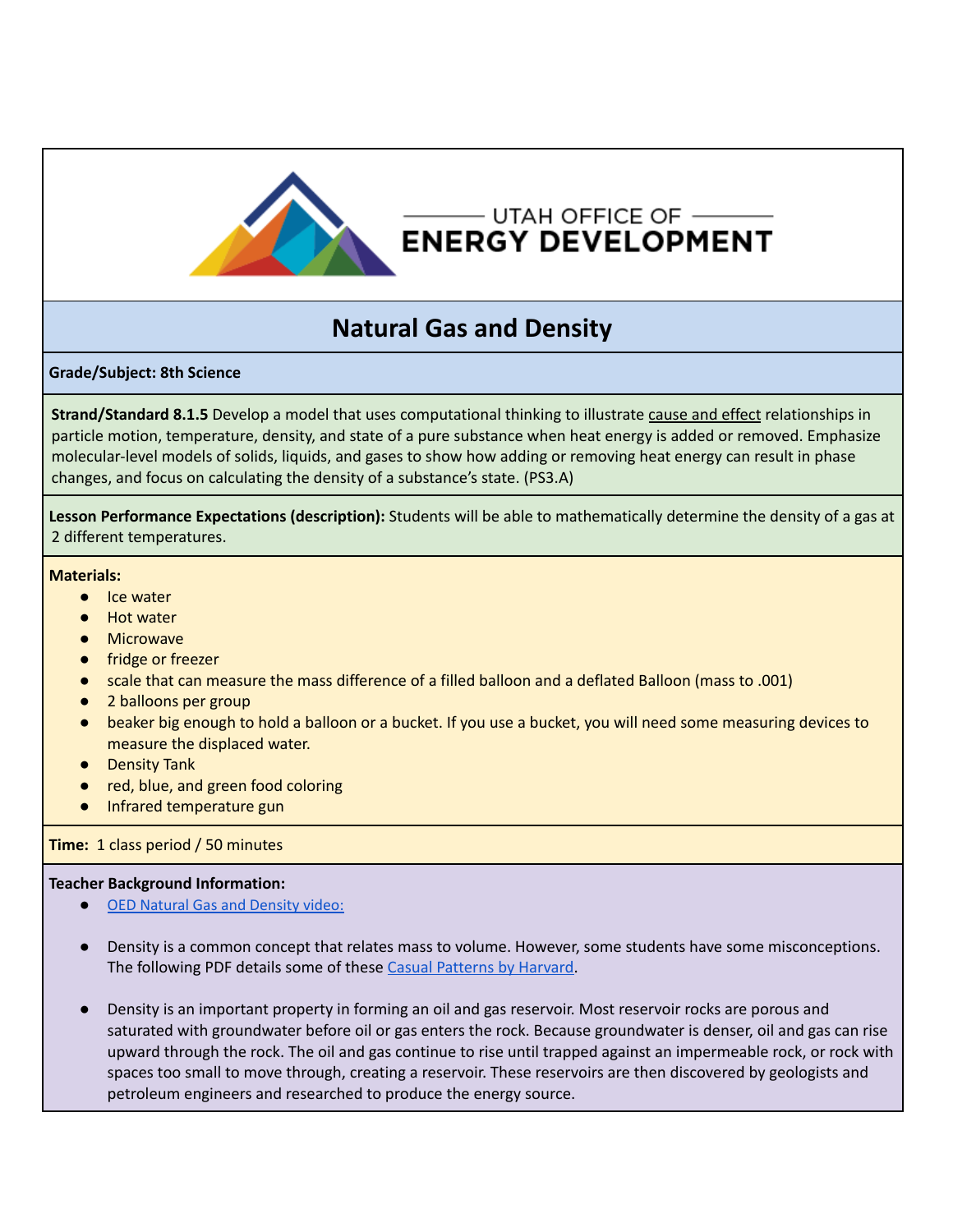UTAH OFFICE OF
ENERGY DEVELOPMENT

# Natural Gas and Density

**Grade/Subject: 8th Science**

**Strand/Standard 8.1.5** Develop a model that uses computational thinking to illustrate cause and effect relationships in particle motion, temperature, density, and state of a pure substance when heat energy is added or removed. Emphasize molecular-level models of solids, liquids, and gases to show how adding or removing heat energy can result in phase changes, and focus on calculating the density of a substance's state. (PS3.A)

**Lesson Performance Expectations (description):** Students will be able to mathematically determine the density of a gas at 2 different temperatures.

**Materials:**

- Ice water
- Hot water
- Microwave
- fridge or freezer
- scale that can measure the mass difference of a filled balloon and a deflated Balloon (mass to .001)
- 2 balloons per group
- beaker big enough to hold a balloon or a bucket. If you use a bucket, you will need some measuring devices to measure the displaced water.
- Density Tank
- red, blue, and green food coloring
- Infrared temperature gun

**Time:** 1 class period / 50 minutes

**Teacher Background Information:**

- OED Natural Gas and Density video:
- Density is a common concept that relates mass to volume. However, some students have some misconceptions. The following PDF details some of these Casual Patterns by Harvard.
- Density is an important property in forming an oil and gas reservoir. Most reservoir rocks are porous and saturated with groundwater before oil or gas enters the rock. Because groundwater is denser, oil and gas can rise upward through the rock. The oil and gas continue to rise until trapped against an impermeable rock, or rock with spaces too small to move through, creating a reservoir. These reservoirs are then discovered by geologists and petroleum engineers and researched to produce the energy source.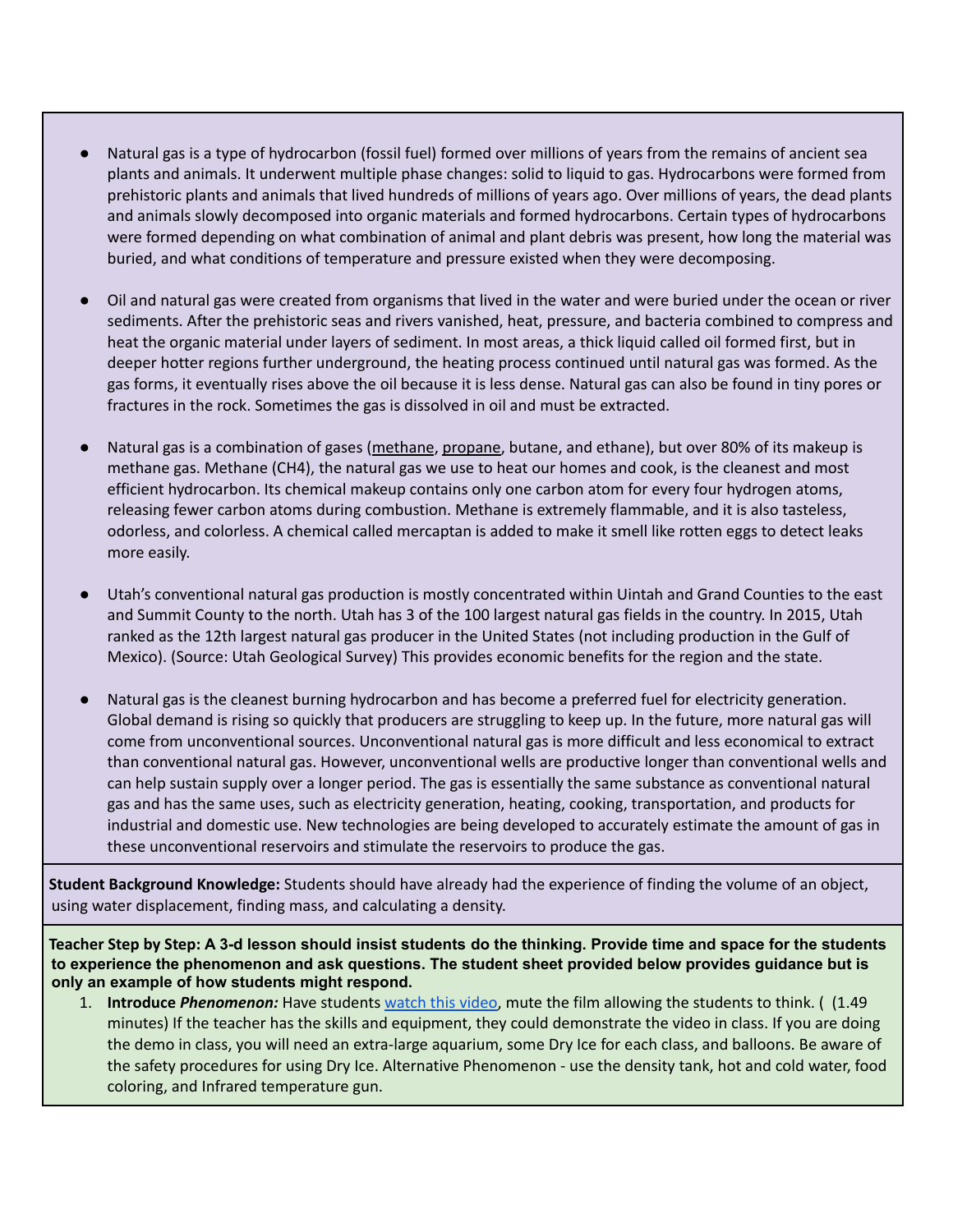- Natural gas is a type of hydrocarbon (fossil fuel) formed over millions of years from the remains of ancient sea plants and animals. It underwent multiple phase changes: solid to liquid to gas. Hydrocarbons were formed from prehistoric plants and animals that lived hundreds of millions of years ago. Over millions of years, the dead plants and animals slowly decomposed into organic materials and formed hydrocarbons. Certain types of hydrocarbons were formed depending on what combination of animal and plant debris was present, how long the material was buried, and what conditions of temperature and pressure existed when they were decomposing.

- Oil and natural gas were created from organisms that lived in the water and were buried under the ocean or river sediments. After the prehistoric seas and rivers vanished, heat, pressure, and bacteria combined to compress and heat the organic material under layers of sediment. In most areas, a thick liquid called oil formed first, but in deeper hotter regions further underground, the heating process continued until natural gas was formed. As the gas forms, it eventually rises above the oil because it is less dense. Natural gas can also be found in tiny pores or fractures in the rock. Sometimes the gas is dissolved in oil and must be extracted.

- Natural gas is a combination of gases (methane, propane, butane, and ethane), but over 80% of its makeup is methane gas. Methane ($CH_4$), the natural gas we use to heat our homes and cook, is the cleanest and most efficient hydrocarbon. Its chemical makeup contains only one carbon atom for every four hydrogen atoms, releasing fewer carbon atoms during combustion. Methane is extremely flammable, and it is also tasteless, odorless, and colorless. A chemical called mercaptan is added to make it smell like rotten eggs to detect leaks more easily.

- Utah's conventional natural gas production is mostly concentrated within Uintah and Grand Counties to the east and Summit County to the north. Utah has 3 of the 100 largest natural gas fields in the country. In 2015, Utah ranked as the 12th largest natural gas producer in the United States (not including production in the Gulf of Mexico). (Source: Utah Geological Survey) This provides economic benefits for the region and the state.

- Natural gas is the cleanest burning hydrocarbon and has become a preferred fuel for electricity generation. Global demand is rising so quickly that producers are struggling to keep up. In the future, more natural gas will come from unconventional sources. Unconventional natural gas is more difficult and less economical to extract than conventional natural gas. However, unconventional wells are productive longer than conventional wells and can help sustain supply over a longer period. The gas is essentially the same substance as conventional natural gas and has the same uses, such as electricity generation, heating, cooking, transportation, and products for industrial and domestic use. New technologies are being developed to accurately estimate the amount of gas in these unconventional reservoirs and stimulate the reservoirs to produce the gas.

**Student Background Knowledge:** Students should have already had the experience of finding the volume of an object, using water displacement, finding mass, and calculating a density.

**Teacher Step by Step: A 3-d lesson should insist students do the thinking. Provide time and space for the students to experience the phenomenon and ask questions. The student sheet provided below provides guidance but is only an example of how students might respond.**

1. **Introduce *Phenomenon:*** Have students watch this video, mute the film allowing the students to think. ( (1.49 minutes) If the teacher has the skills and equipment, they could demonstrate the video in class. If you are doing the demo in class, you will need an extra-large aquarium, some Dry Ice for each class, and balloons. Be aware of the safety procedures for using Dry Ice. Alternative Phenomenon - use the density tank, hot and cold water, food coloring, and Infrared temperature gun.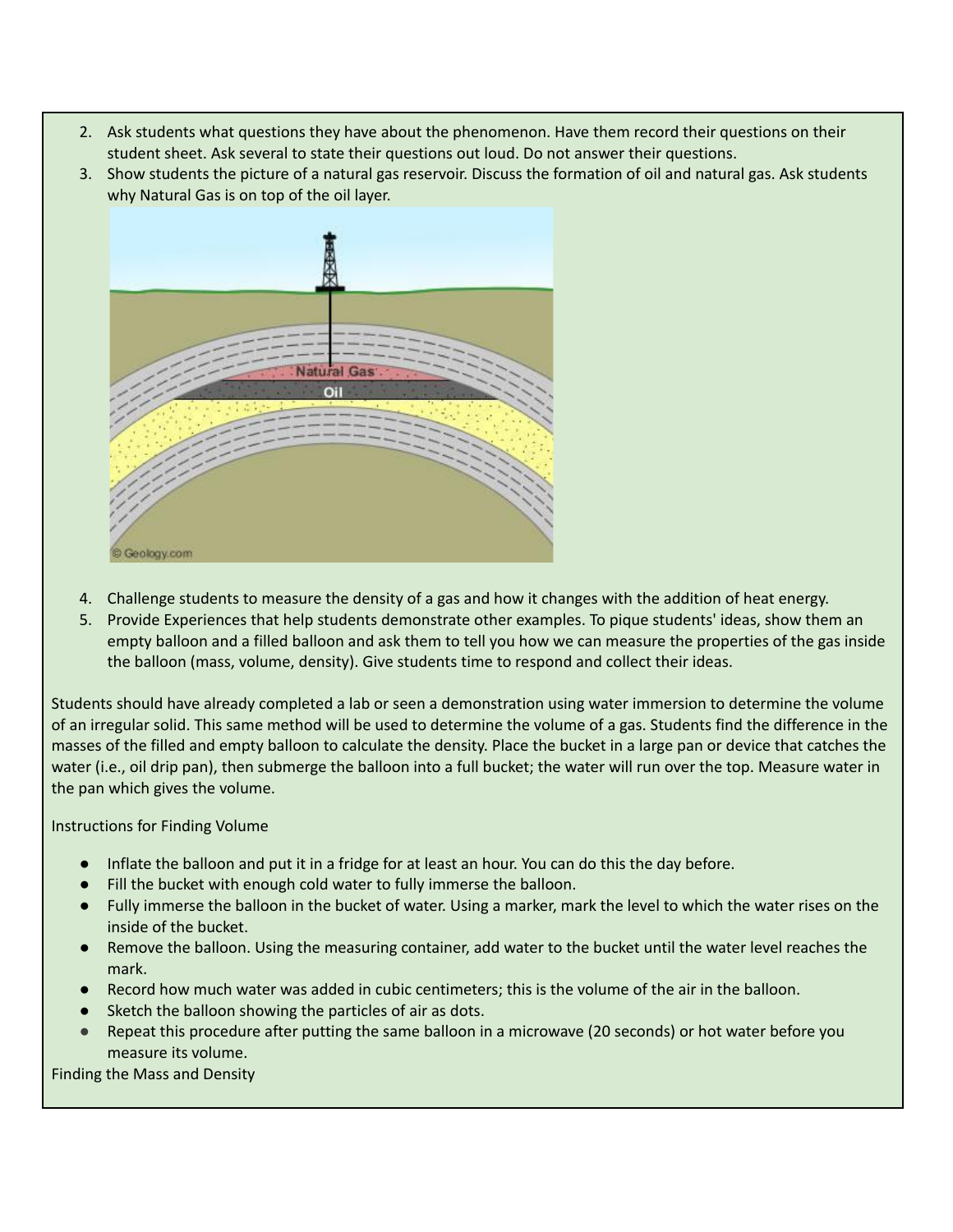2. Ask students what questions they have about the phenomenon. Have them record their questions on their student sheet. Ask several to state their questions out loud. Do not answer their questions.
3. Show students the picture of a natural gas reservoir. Discuss the formation of oil and natural gas. Ask students why Natural Gas is on top of the oil layer.
4. Challenge students to measure the density of a gas and how it changes with the addition of heat energy.
5. Provide Experiences that help students demonstrate other examples. To pique students' ideas, show them an empty balloon and a filled balloon and ask them to tell you how we can measure the properties of the gas inside the balloon (mass, volume, density). Give students time to respond and collect their ideas.

Students should have already completed a lab or seen a demonstration using water immersion to determine the volume of an irregular solid. This same method will be used to determine the volume of a gas. Students find the difference in the masses of the filled and empty balloon to calculate the density. Place the bucket in a large pan or device that catches the water (i.e., oil drip pan), then submerge the balloon into a full bucket; the water will run over the top. Measure water in the pan which gives the volume.

Instructions for Finding Volume

- Inflate the balloon and put it in a fridge for at least an hour. You can do this the day before.
- Fill the bucket with enough cold water to fully immerse the balloon.
- Fully immerse the balloon in the bucket of water. Using a marker, mark the level to which the water rises on the inside of the bucket.
- Remove the balloon. Using the measuring container, add water to the bucket until the water level reaches the mark.
- Record how much water was added in cubic centimeters; this is the volume of the air in the balloon.
- Sketch the balloon showing the particles of air as dots.
- Repeat this procedure after putting the same balloon in a microwave (20 seconds) or hot water before you measure its volume.

Finding the Mass and Density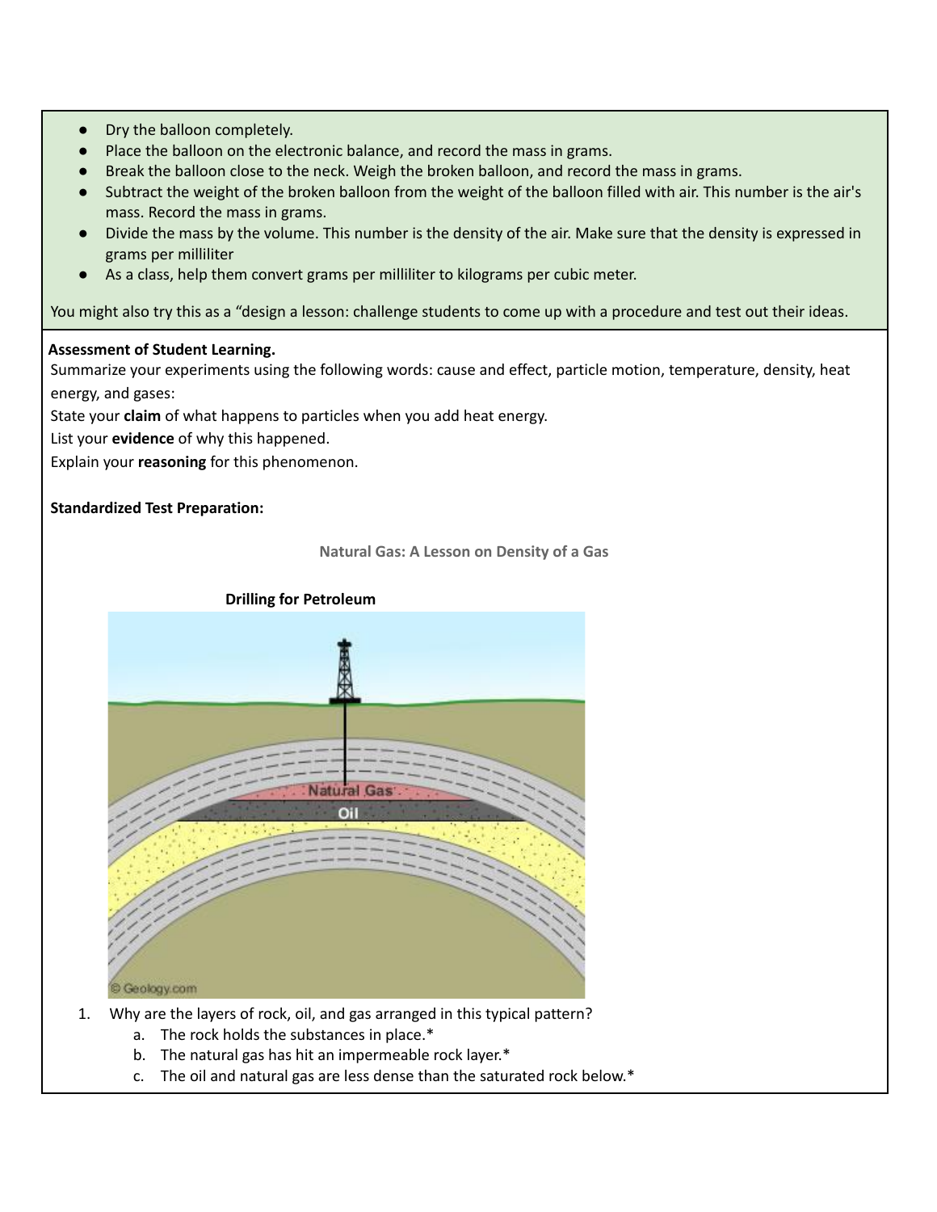- Dry the balloon completely.
- Place the balloon on the electronic balance, and record the mass in grams.
- Break the balloon close to the neck. Weigh the broken balloon, and record the mass in grams.
- Subtract the weight of the broken balloon from the weight of the balloon filled with air. This number is the air's mass. Record the mass in grams.
- Divide the mass by the volume. This number is the density of the air. Make sure that the density is expressed in grams per milliliter
- As a class, help them convert grams per milliliter to kilograms per cubic meter.

You might also try this as a "design a lesson: challenge students to come up with a procedure and test out their ideas.

**Assessment of Student Learning.**

Summarize your experiments using the following words: cause and effect, particle motion, temperature, density, heat energy, and gases:

State your **claim** of what happens to particles when you add heat energy.

List your **evidence** of why this happened.

Explain your **reasoning** for this phenomenon.

**Standardized Test Preparation:**

**Natural Gas: A Lesson on Density of a Gas**

**Drilling for Petroleum**

1. Why are the layers of rock, oil, and gas arranged in this typical pattern?
   a. The rock holds the substances in place.*
   b. The natural gas has hit an impermeable rock layer.*
   c. The oil and natural gas are less dense than the saturated rock below.*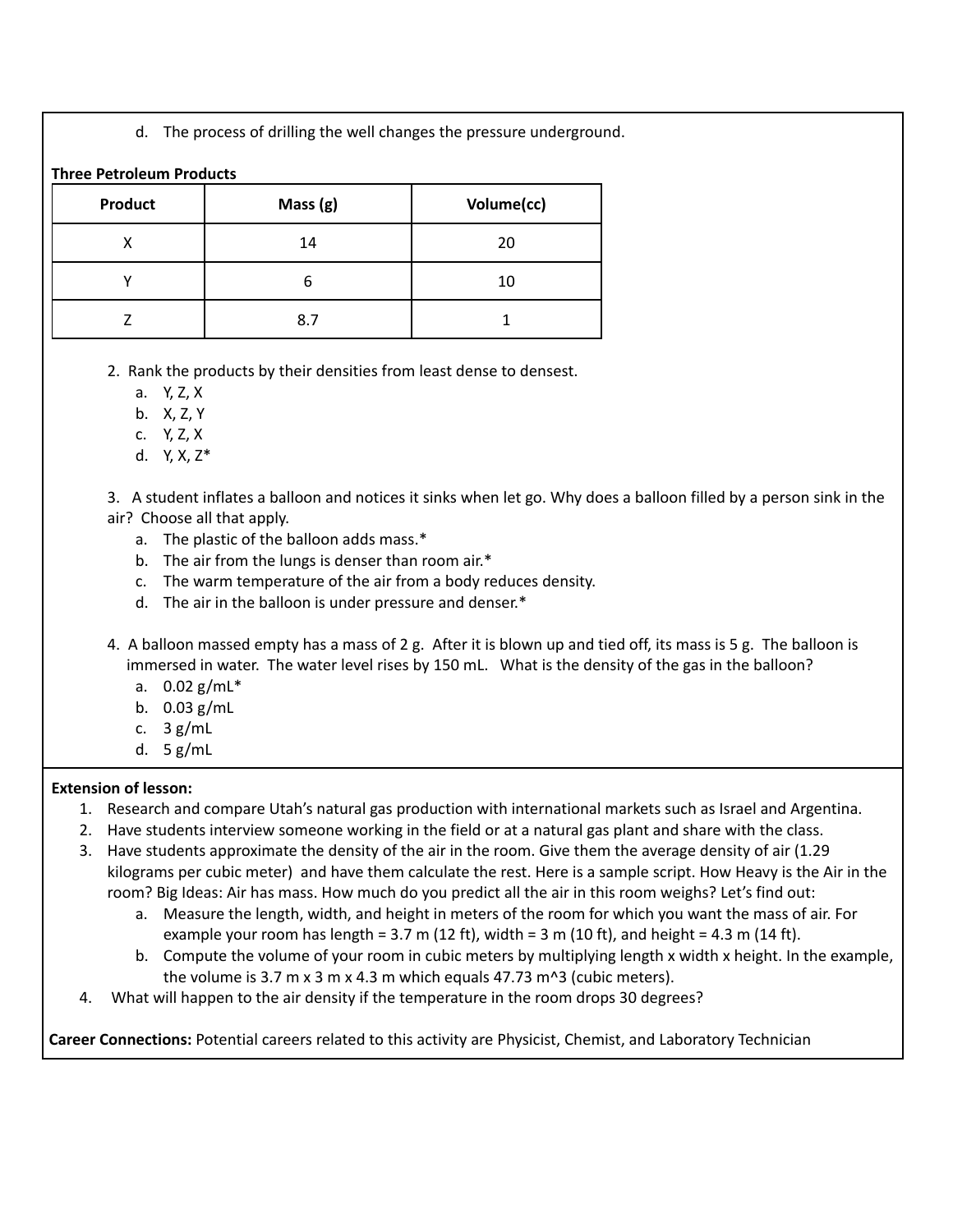d. The process of drilling the well changes the pressure underground.

**Three Petroleum Products**

| Product | Mass (g) | Volume(cc) |
|---|---|---|
| X | 14 | 20 |
| Y | 6 | 10 |
| Z | 8.7 | 1 |

2. Rank the products by their densities from least dense to densest.
   a. Y, Z, X
   b. X, Z, Y
   c. Y, Z, X
   d. Y, X, Z*

3. A student inflates a balloon and notices it sinks when let go. Why does a balloon filled by a person sink in the air? Choose all that apply.
   a. The plastic of the balloon adds mass.*
   b. The air from the lungs is denser than room air.*
   c. The warm temperature of the air from a body reduces density.
   d. The air in the balloon is under pressure and denser.*

4. A balloon massed empty has a mass of 2 g. After it is blown up and tied off, its mass is 5 g. The balloon is immersed in water. The water level rises by 150 mL. What is the density of the gas in the balloon?
   a. 0.02 g/mL*
   b. 0.03 g/mL
   c. 3 g/mL
   d. 5 g/mL

**Extension of lesson:**

1. Research and compare Utah's natural gas production with international markets such as Israel and Argentina.
2. Have students interview someone working in the field or at a natural gas plant and share with the class.
3. Have students approximate the density of the air in the room. Give them the average density of air (1.29 kilograms per cubic meter) and have them calculate the rest. Here is a sample script. How Heavy is the Air in the room? Big Ideas: Air has mass. How much do you predict all the air in this room weighs? Let's find out:
   a. Measure the length, width, and height in meters of the room for which you want the mass of air. For example your room has length = 3.7 m (12 ft), width = 3 m (10 ft), and height = 4.3 m (14 ft).
   b. Compute the volume of your room in cubic meters by multiplying length x width x height. In the example, the volume is 3.7 m x 3 m x 4.3 m which equals 47.73 $m^3$ (cubic meters).
4. What will happen to the air density if the temperature in the room drops 30 degrees?

**Career Connections:** Potential careers related to this activity are Physicist, Chemist, and Laboratory Technician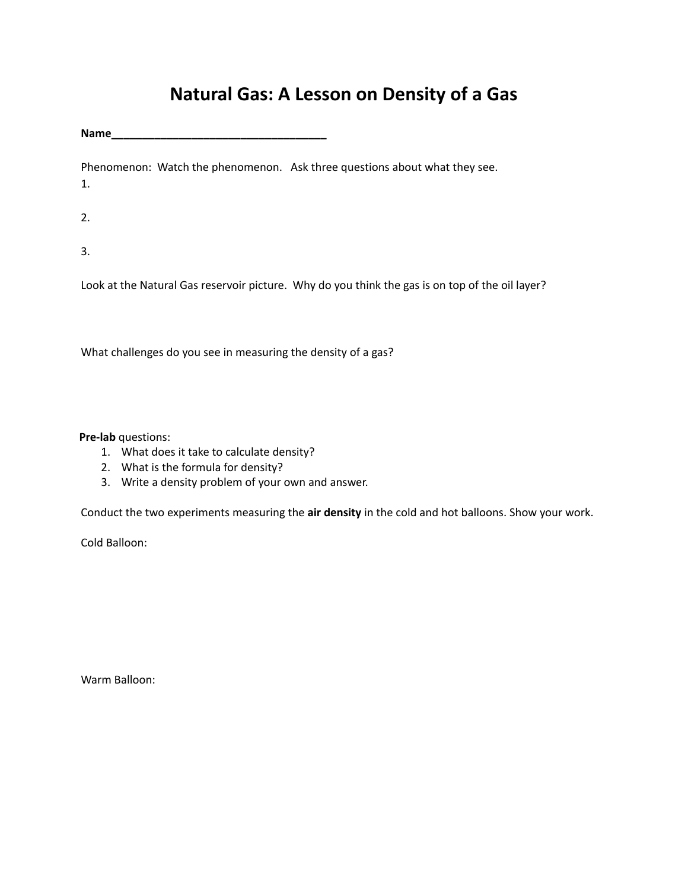# Natural Gas: A Lesson on Density of a Gas

**Name**___________________________________

Phenomenon: Watch the phenomenon. Ask three questions about what they see.

1.

2.

3.

Look at the Natural Gas reservoir picture. Why do you think the gas is on top of the oil layer?

What challenges do you see in measuring the density of a gas?

**Pre-lab** questions:

1. What does it take to calculate density?
2. What is the formula for density?
3. Write a density problem of your own and answer.

Conduct the two experiments measuring the **air density** in the cold and hot balloons. Show your work.

Cold Balloon:

Warm Balloon: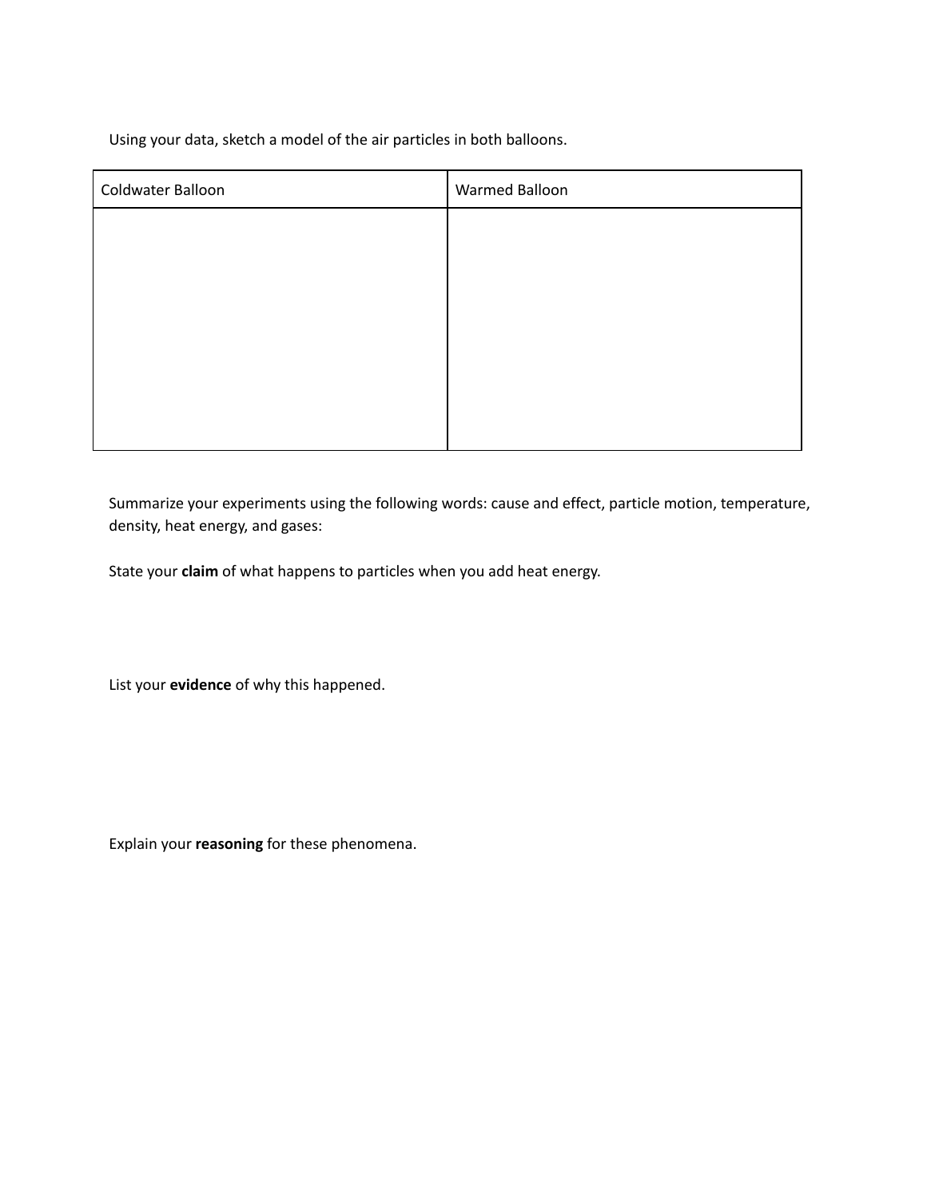Using your data, sketch a model of the air particles in both balloons.

| Coldwater Balloon | Warmed Balloon |
| --- | --- |
| | |

Summarize your experiments using the following words: cause and effect, particle motion, temperature, density, heat energy, and gases:

State your **claim** of what happens to particles when you add heat energy.

List your **evidence** of why this happened.

Explain your **reasoning** for these phenomena.